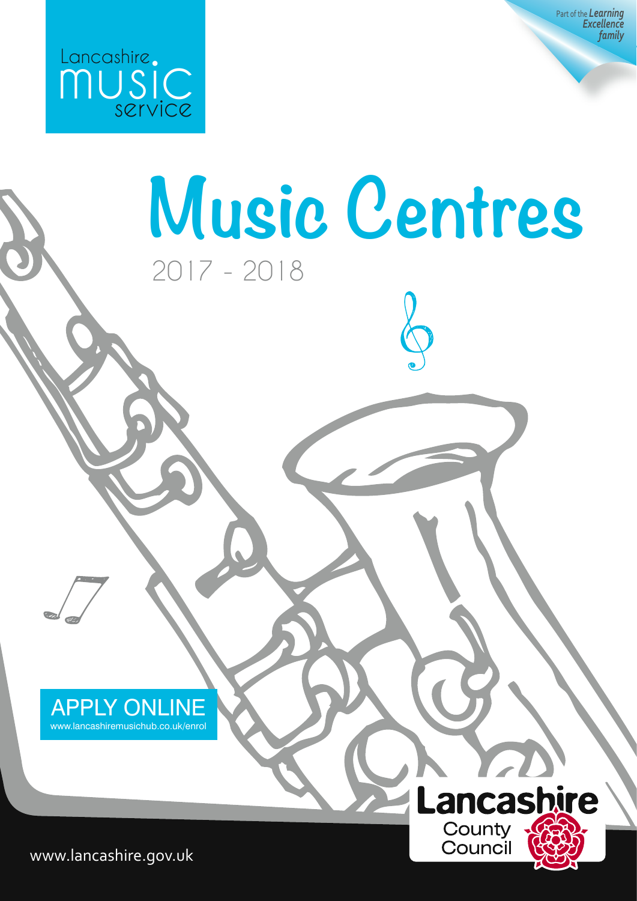Lancashire music service

Part of the *Learning Excellence family*

# Music Centres

2017 - 2018

APPLY ONLINE
www.lancashiremusichub.co.uk/enrol

Lancashire County Council

www.lancashire.gov.uk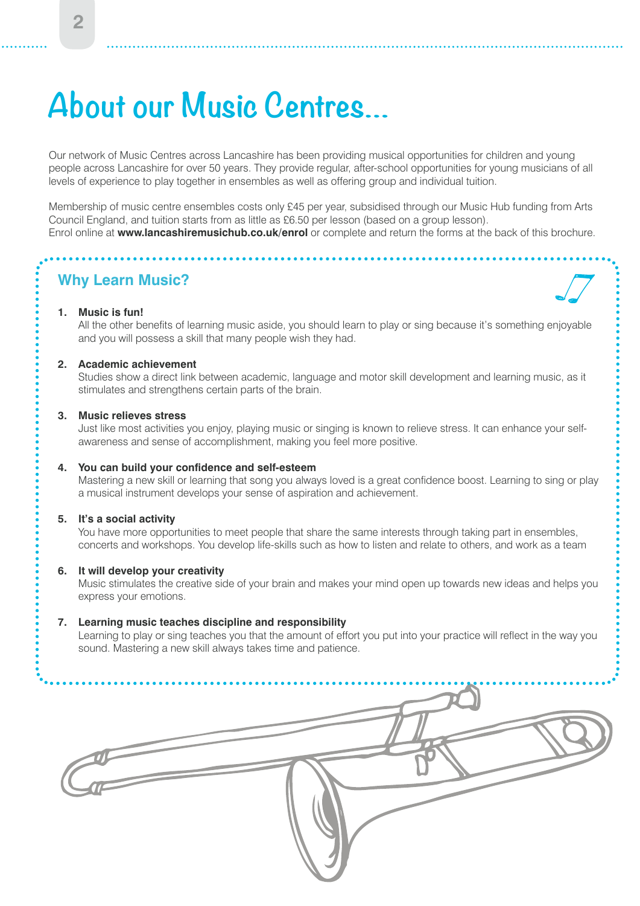# About our Music Centres...

Our network of Music Centres across Lancashire has been providing musical opportunities for children and young people across Lancashire for over 50 years. They provide regular, after-school opportunities for young musicians of all levels of experience to play together in ensembles as well as offering group and individual tuition.

Membership of music centre ensembles costs only £45 per year, subsidised through our Music Hub funding from Arts Council England, and tuition starts from as little as £6.50 per lesson (based on a group lesson).
Enrol online at **www.lancashiremusichub.co.uk/enrol** or complete and return the forms at the back of this brochure.

## Why Learn Music?

1. **Music is fun!**
   All the other benefits of learning music aside, you should learn to play or sing because it's something enjoyable and you will possess a skill that many people wish they had.

2. **Academic achievement**
   Studies show a direct link between academic, language and motor skill development and learning music, as it stimulates and strengthens certain parts of the brain.

3. **Music relieves stress**
   Just like most activities you enjoy, playing music or singing is known to relieve stress. It can enhance your self-awareness and sense of accomplishment, making you feel more positive.

4. **You can build your confidence and self-esteem**
   Mastering a new skill or learning that song you always loved is a great confidence boost. Learning to sing or play a musical instrument develops your sense of aspiration and achievement.

5. **It's a social activity**
   You have more opportunities to meet people that share the same interests through taking part in ensembles, concerts and workshops. You develop life-skills such as how to listen and relate to others, and work as a team

6. **It will develop your creativity**
   Music stimulates the creative side of your brain and makes your mind open up towards new ideas and helps you express your emotions.

7. **Learning music teaches discipline and responsibility**
   Learning to play or sing teaches you that the amount of effort you put into your practice will reflect in the way you sound. Mastering a new skill always takes time and patience.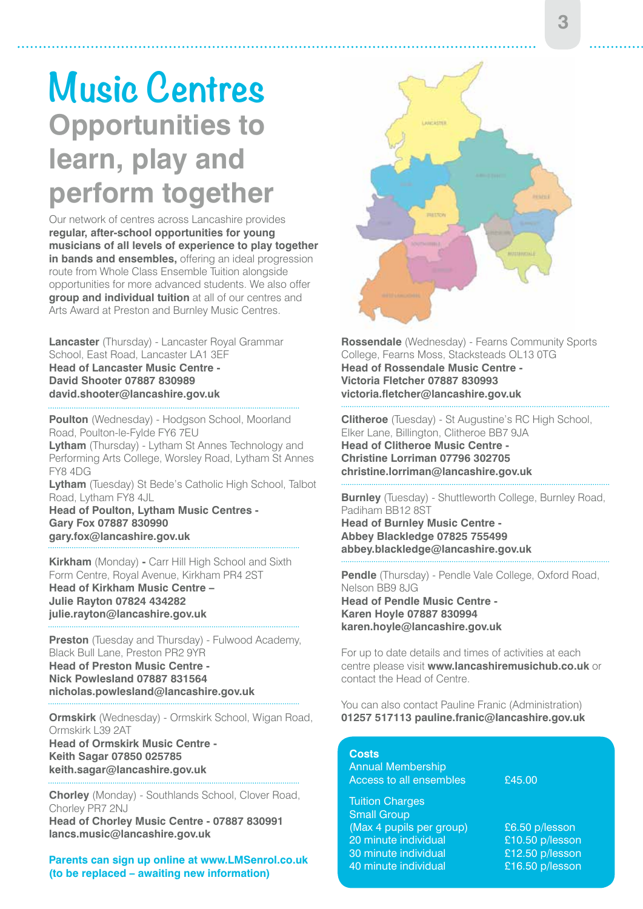# Music Centres

## Opportunities to learn, play and perform together

Our network of centres across Lancashire provides **regular, after-school opportunities for young musicians of all levels of experience to play together in bands and ensembles,** offering an ideal progression route from Whole Class Ensemble Tuition alongside opportunities for more advanced students. We also offer **group and individual tuition** at all of our centres and Arts Award at Preston and Burnley Music Centres.

**Lancaster** (Thursday) - Lancaster Royal Grammar School, East Road, Lancaster LA1 3EF
**Head of Lancaster Music Centre - David Shooter 07887 830989**
**david.shooter@lancashire.gov.uk**

**Poulton** (Wednesday) - Hodgson School, Moorland Road, Poulton-le-Fylde FY6 7EU
**Lytham** (Thursday) - Lytham St Annes Technology and Performing Arts College, Worsley Road, Lytham St Annes FY8 4DG
**Lytham** (Tuesday) St Bede's Catholic High School, Talbot Road, Lytham FY8 4JL
**Head of Poulton, Lytham Music Centres - Gary Fox 07887 830990**
**gary.fox@lancashire.gov.uk**

**Kirkham** (Monday) **-** Carr Hill High School and Sixth Form Centre, Royal Avenue, Kirkham PR4 2ST
**Head of Kirkham Music Centre – Julie Rayton 07824 434282**
**julie.rayton@lancashire.gov.uk**

**Preston** (Tuesday and Thursday) - Fulwood Academy, Black Bull Lane, Preston PR2 9YR
**Head of Preston Music Centre - Nick Powlesland 07887 831564**
**nicholas.powlesland@lancashire.gov.uk**

**Ormskirk** (Wednesday) - Ormskirk School, Wigan Road, Ormskirk L39 2AT
**Head of Ormskirk Music Centre - Keith Sagar 07850 025785**
**keith.sagar@lancashire.gov.uk**

**Chorley** (Monday) - Southlands School, Clover Road, Chorley PR7 2NJ
**Head of Chorley Music Centre - 07887 830991**
**lancs.music@lancashire.gov.uk**

**Parents can sign up online at www.LMSenrol.co.uk (to be replaced – awaiting new information)**

**Rossendale** (Wednesday) - Fearns Community Sports College, Fearns Moss, Stacksteads OL13 0TG
**Head of Rossendale Music Centre - Victoria Fletcher 07887 830993**
**victoria.fletcher@lancashire.gov.uk**

**Clitheroe** (Tuesday) - St Augustine's RC High School, Elker Lane, Billington, Clitheroe BB7 9JA
**Head of Clitheroe Music Centre - Christine Lorriman 07796 302705**
**christine.lorriman@lancashire.gov.uk**

**Burnley** (Tuesday) - Shuttleworth College, Burnley Road, Padiham BB12 8ST
**Head of Burnley Music Centre - Abbey Blackledge 07825 755499**
**abbey.blackledge@lancashire.gov.uk**

**Pendle** (Thursday) - Pendle Vale College, Oxford Road, Nelson BB9 8JG
**Head of Pendle Music Centre - Karen Hoyle 07887 830994**
**karen.hoyle@lancashire.gov.uk**

For up to date details and times of activities at each centre please visit **www.lancashiremusichub.co.uk** or contact the Head of Centre.

You can also contact Pauline Franic (Administration)
**01257 517113 pauline.franic@lancashire.gov.uk**

**Costs**

| | |
|---|---|
| Annual Membership<br>Access to all ensembles | £45.00 |
| Tuition Charges<br>Small Group<br>(Max 4 pupils per group) | £6.50 p/lesson |
| 20 minute individual | £10.50 p/lesson |
| 30 minute individual | £12.50 p/lesson |
| 40 minute individual | £16.50 p/lesson |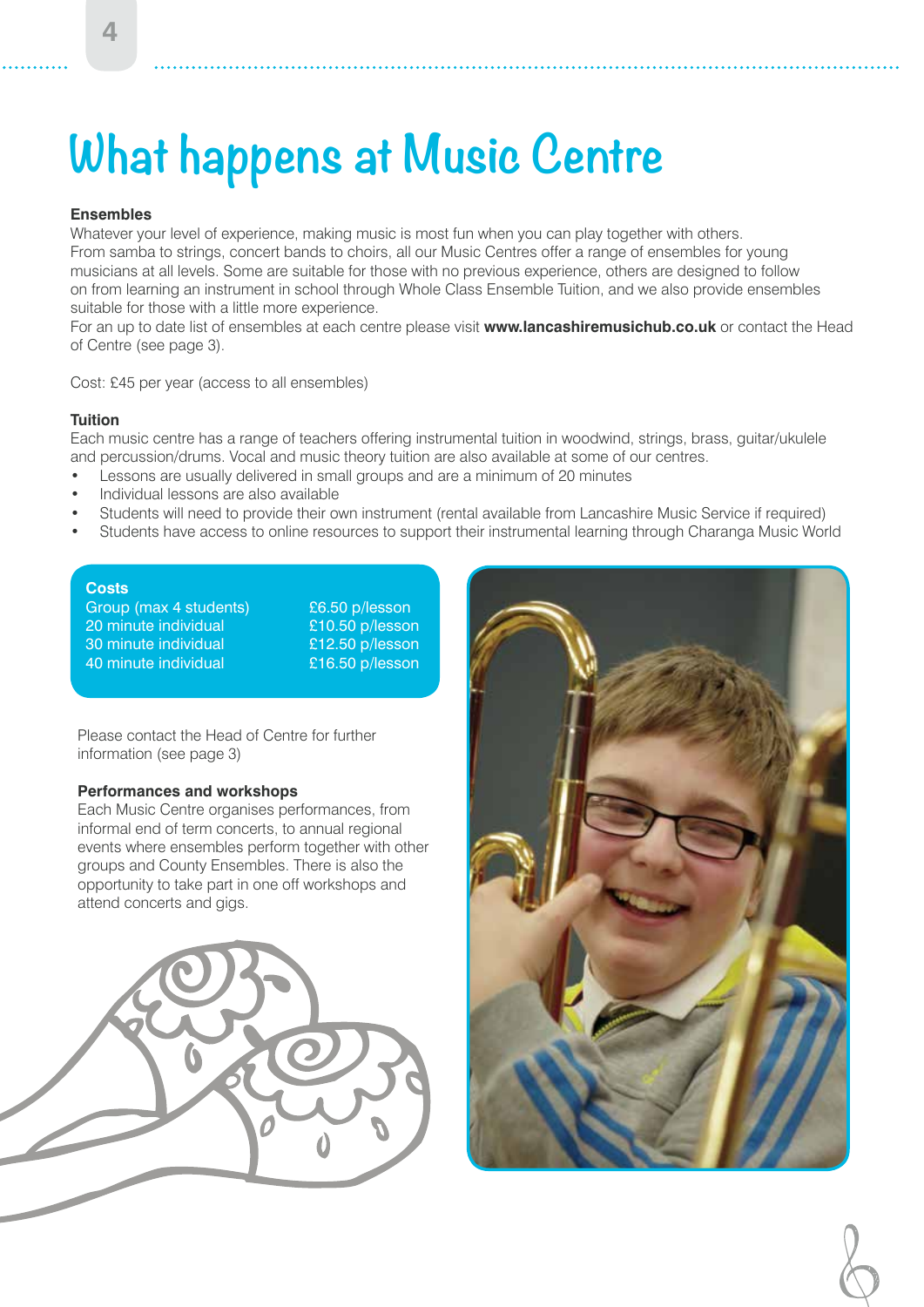# What happens at Music Centre

### Ensembles

Whatever your level of experience, making music is most fun when you can play together with others. From samba to strings, concert bands to choirs, all our Music Centres offer a range of ensembles for young musicians at all levels. Some are suitable for those with no previous experience, others are designed to follow on from learning an instrument in school through Whole Class Ensemble Tuition, and we also provide ensembles suitable for those with a little more experience.

For an up to date list of ensembles at each centre please visit **www.lancashiremusichub.co.uk** or contact the Head of Centre (see page 3).

Cost: £45 per year (access to all ensembles)

### Tuition

Each music centre has a range of teachers offering instrumental tuition in woodwind, strings, brass, guitar/ukulele and percussion/drums. Vocal and music theory tuition are also available at some of our centres.

- Lessons are usually delivered in small groups and are a minimum of 20 minutes
- Individual lessons are also available
- Students will need to provide their own instrument (rental available from Lancashire Music Service if required)
- Students have access to online resources to support their instrumental learning through Charanga Music World

| Costs | |
|---|---|
| Group (max 4 students) | £6.50 p/lesson |
| 20 minute individual | £10.50 p/lesson |
| 30 minute individual | £12.50 p/lesson |
| 40 minute individual | £16.50 p/lesson |

Please contact the Head of Centre for further information (see page 3)

### Performances and workshops

Each Music Centre organises performances, from informal end of term concerts, to annual regional events where ensembles perform together with other groups and County Ensembles. There is also the opportunity to take part in one off workshops and attend concerts and gigs.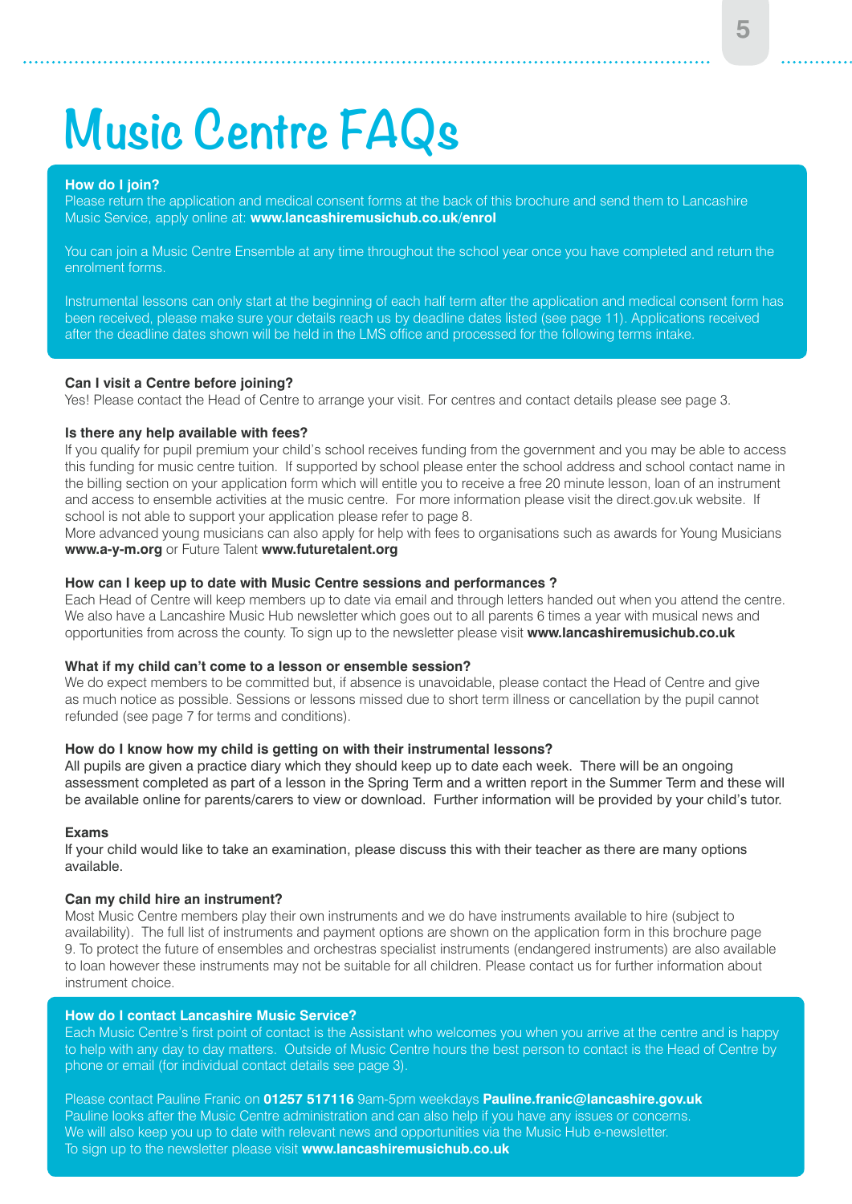# Music Centre FAQs

**How do I join?**
Please return the application and medical consent forms at the back of this brochure and send them to Lancashire Music Service, apply online at: **www.lancashiremusichub.co.uk/enrol**

You can join a Music Centre Ensemble at any time throughout the school year once you have completed and return the enrolment forms.

Instrumental lessons can only start at the beginning of each half term after the application and medical consent form has been received, please make sure your details reach us by deadline dates listed (see page 11). Applications received after the deadline dates shown will be held in the LMS office and processed for the following terms intake.

**Can I visit a Centre before joining?**
Yes! Please contact the Head of Centre to arrange your visit. For centres and contact details please see page 3.

**Is there any help available with fees?**
If you qualify for pupil premium your child's school receives funding from the government and you may be able to access this funding for music centre tuition. If supported by school please enter the school address and school contact name in the billing section on your application form which will entitle you to receive a free 20 minute lesson, loan of an instrument and access to ensemble activities at the music centre. For more information please visit the direct.gov.uk website. If school is not able to support your application please refer to page 8.
More advanced young musicians can also apply for help with fees to organisations such as awards for Young Musicians **www.a-y-m.org** or Future Talent **www.futuretalent.org**

**How can I keep up to date with Music Centre sessions and performances ?**
Each Head of Centre will keep members up to date via email and through letters handed out when you attend the centre. We also have a Lancashire Music Hub newsletter which goes out to all parents 6 times a year with musical news and opportunities from across the county. To sign up to the newsletter please visit **www.lancashiremusichub.co.uk**

**What if my child can't come to a lesson or ensemble session?**
We do expect members to be committed but, if absence is unavoidable, please contact the Head of Centre and give as much notice as possible. Sessions or lessons missed due to short term illness or cancellation by the pupil cannot refunded (see page 7 for terms and conditions).

**How do I know how my child is getting on with their instrumental lessons?**
All pupils are given a practice diary which they should keep up to date each week. There will be an ongoing assessment completed as part of a lesson in the Spring Term and a written report in the Summer Term and these will be available online for parents/carers to view or download. Further information will be provided by your child's tutor.

**Exams**
If your child would like to take an examination, please discuss this with their teacher as there are many options available.

**Can my child hire an instrument?**
Most Music Centre members play their own instruments and we do have instruments available to hire (subject to availability). The full list of instruments and payment options are shown on the application form in this brochure page 9. To protect the future of ensembles and orchestras specialist instruments (endangered instruments) are also available to loan however these instruments may not be suitable for all children. Please contact us for further information about instrument choice.

**How do I contact Lancashire Music Service?**
Each Music Centre's first point of contact is the Assistant who welcomes you when you arrive at the centre and is happy to help with any day to day matters. Outside of Music Centre hours the best person to contact is the Head of Centre by phone or email (for individual contact details see page 3).

Please contact Pauline Franic on **01257 517116** 9am-5pm weekdays **Pauline.franic@lancashire.gov.uk**
Pauline looks after the Music Centre administration and can also help if you have any issues or concerns.
We will also keep you up to date with relevant news and opportunities via the Music Hub e-newsletter.
To sign up to the newsletter please visit **www.lancashiremusichub.co.uk**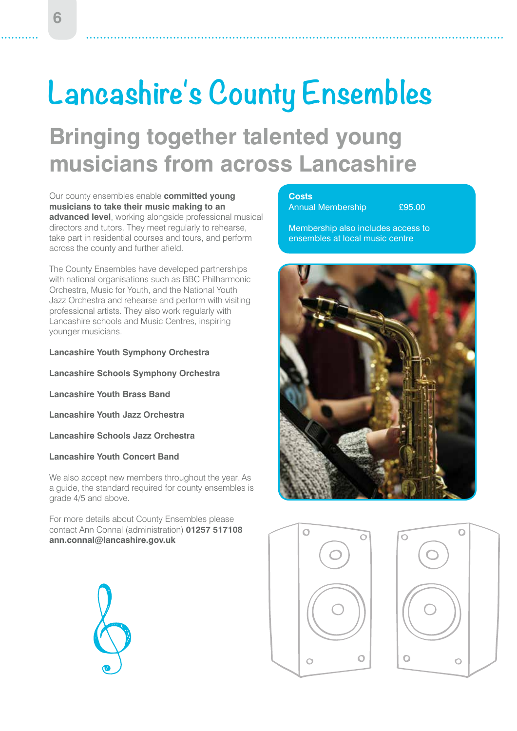# Lancashire's County Ensembles

## Bringing together talented young musicians from across Lancashire

Our county ensembles enable **committed young musicians to take their music making to an advanced level**, working alongside professional musical directors and tutors. They meet regularly to rehearse, take part in residential courses and tours, and perform across the county and further afield.

The County Ensembles have developed partnerships with national organisations such as BBC Philharmonic Orchestra, Music for Youth, and the National Youth Jazz Orchestra and rehearse and perform with visiting professional artists. They also work regularly with Lancashire schools and Music Centres, inspiring younger musicians.

**Lancashire Youth Symphony Orchestra**

**Lancashire Schools Symphony Orchestra**

**Lancashire Youth Brass Band**

**Lancashire Youth Jazz Orchestra**

**Lancashire Schools Jazz Orchestra**

**Lancashire Youth Concert Band**

We also accept new members throughout the year. As a guide, the standard required for county ensembles is grade 4/5 and above.

For more details about County Ensembles please contact Ann Connal (administration) **01257 517108 ann.connal@lancashire.gov.uk**

**Costs**

Annual Membership £95.00

Membership also includes access to ensembles at local music centre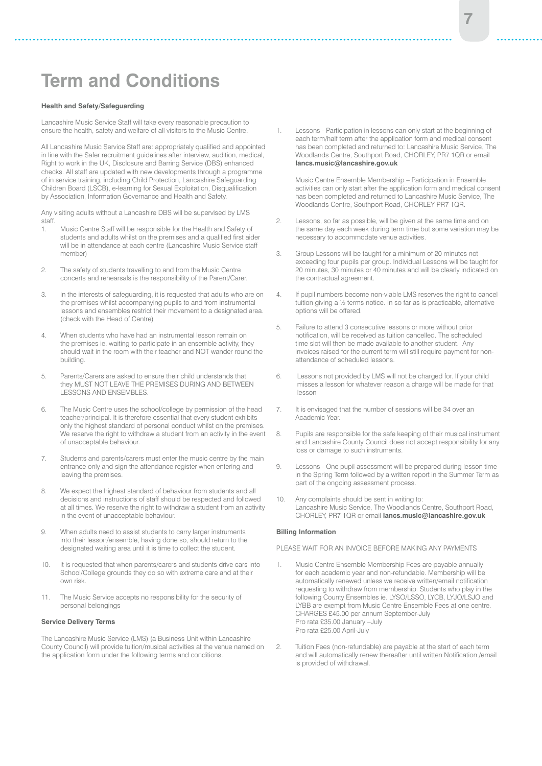# Term and Conditions

**Health and Safety/Safeguarding**

Lancashire Music Service Staff will take every reasonable precaution to ensure the health, safety and welfare of all visitors to the Music Centre.

All Lancashire Music Service Staff are: appropriately qualified and appointed in line with the Safer recruitment guidelines after interview, audition, medical, Right to work in the UK, Disclosure and Barring Service (DBS) enhanced checks. All staff are updated with new developments through a programme of in service training, including Child Protection, Lancashire Safeguarding Children Board (LSCB), e-learning for Sexual Exploitation, Disqualification by Association, Information Governance and Health and Safety.

Any visiting adults without a Lancashire DBS will be supervised by LMS staff.

1. Music Centre Staff will be responsible for the Health and Safety of students and adults whilst on the premises and a qualified first aider will be in attendance at each centre (Lancashire Music Service staff member)
2. The safety of students travelling to and from the Music Centre concerts and rehearsals is the responsibility of the Parent/Carer.
3. In the interests of safeguarding, it is requested that adults who are on the premises whilst accompanying pupils to and from instrumental lessons and ensembles restrict their movement to a designated area. (check with the Head of Centre)
4. When students who have had an instrumental lesson remain on the premises ie. waiting to participate in an ensemble activity, they should wait in the room with their teacher and NOT wander round the building.
5. Parents/Carers are asked to ensure their child understands that they MUST NOT LEAVE THE PREMISES DURING AND BETWEEN LESSONS AND ENSEMBLES.
6. The Music Centre uses the school/college by permission of the head teacher/principal. It is therefore essential that every student exhibits only the highest standard of personal conduct whilst on the premises. We reserve the right to withdraw a student from an activity in the event of unacceptable behaviour.
7. Students and parents/carers must enter the music centre by the main entrance only and sign the attendance register when entering and leaving the premises.
8. We expect the highest standard of behaviour from students and all decisions and instructions of staff should be respected and followed at all times. We reserve the right to withdraw a student from an activity in the event of unacceptable behaviour.
9. When adults need to assist students to carry larger instruments into their lesson/ensemble, having done so, should return to the designated waiting area until it is time to collect the student.
10. It is requested that when parents/carers and students drive cars into School/College grounds they do so with extreme care and at their own risk.
11. The Music Service accepts no responsibility for the security of personal belongings

**Service Delivery Terms**

The Lancashire Music Service (LMS) (a Business Unit within Lancashire County Council) will provide tuition/musical activities at the venue named on the application form under the following terms and conditions.

1. Lessons - Participation in lessons can only start at the beginning of each term/half term after the application form and medical consent has been completed and returned to: Lancashire Music Service, The Woodlands Centre, Southport Road, CHORLEY, PR7 1QR or email **lancs.music@lancashire.gov.uk**

   Music Centre Ensemble Membership – Participation in Ensemble activities can only start after the application form and medical consent has been completed and returned to Lancashire Music Service, The Woodlands Centre, Southport Road, CHORLEY PR7 1QR.
2. Lessons, so far as possible, will be given at the same time and on the same day each week during term time but some variation may be necessary to accommodate venue activities.
3. Group Lessons will be taught for a minimum of 20 minutes not exceeding four pupils per group. Individual Lessons will be taught for 20 minutes, 30 minutes or 40 minutes and will be clearly indicated on the contractual agreement.
4. If pupil numbers become non-viable LMS reserves the right to cancel tuition giving a ½ terms notice. In so far as is practicable, alternative options will be offered.
5. Failure to attend 3 consecutive lessons or more without prior notification, will be received as tuition cancelled. The scheduled time slot will then be made available to another student. Any invoices raised for the current term will still require payment for non-attendance of scheduled lessons.
6. Lessons not provided by LMS will not be charged for. If your child misses a lesson for whatever reason a charge will be made for that lesson
7. It is envisaged that the number of sessions will be 34 over an Academic Year.
8. Pupils are responsible for the safe keeping of their musical instrument and Lancashire County Council does not accept responsibility for any loss or damage to such instruments.
9. Lessons - One pupil assessment will be prepared during lesson time in the Spring Term followed by a written report in the Summer Term as part of the ongoing assessment process.
10. Any complaints should be sent in writing to:
    Lancashire Music Service, The Woodlands Centre, Southport Road, CHORLEY, PR7 1QR or email **lancs.music@lancashire.gov.uk**

**Billing Information**

PLEASE WAIT FOR AN INVOICE BEFORE MAKING ANY PAYMENTS

1. Music Centre Ensemble Membership Fees are payable annually for each academic year and non-refundable. Membership will be automatically renewed unless we receive written/email notification requesting to withdraw from membership. Students who play in the following County Ensembles ie. LYSO/LSSO, LYCB, LYJO/LSJO and LYBB are exempt from Music Centre Ensemble Fees at one centre.
   CHARGES £45.00 per annum September-July
   Pro rata £35.00 January –July
   Pro rata £25.00 April-July
2. Tuition Fees (non-refundable) are payable at the start of each term and will automatically renew thereafter until written Notification /email is provided of withdrawal.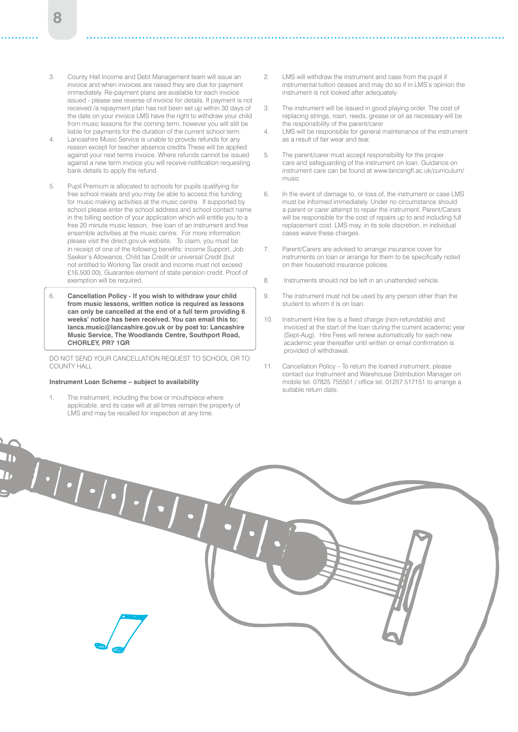3. County Hall Income and Debt Management team will issue an invoice and when invoices are raised they are due for payment immediately. Re-payment plans are available for each invoice issued - please see reverse of invoice for details. If payment is not received /a repayment plan has not been set up within 30 days of the date on your invoice LMS have the right to withdraw your child from music lessons for the coming term, however you will still be liable for payments for the duration of the current school term.
4. Lancashire Music Service is unable to provide refunds for any reason except for teacher absence credits These will be applied against your next terms invoice. Where refunds cannot be issued against a new term invoice you will receive notification requesting bank details to apply the refund.
5. Pupil Premium is allocated to schools for pupils qualifying for free school meals and you may be able to access this funding for music making activities at the music centre. If supported by school please enter the school address and school contact name in the billing section of your application which will entitle you to a free 20 minute music lesson, free loan of an instrument and free ensemble activities at the music centre. For more information please visit the direct.gov.uk website. To claim, you must be in receipt of one of the following benefits: income Support, Job Seeker's Allowance, Child tax Credit or universal Credit (but not entitled to Working Tax credit and income must not exceed £16,500.00), Guarantee element of state pension credit. Proof of exemption will be required.
6. **Cancellation Policy - If you wish to withdraw your child from music lessons, written notice is required as lessons can only be cancelled at the end of a full term providing 6 weeks' notice has been received. You can email this to: lancs.music@lancashire.gov.uk or by post to: Lancashire Music Service, The Woodlands Centre, Southport Road, CHORLEY, PR7 1QR**

DO NOT SEND YOUR CANCELLATION REQUEST TO SCHOOL OR TO COUNTY HALL

**Instrument Loan Scheme – subject to availability**

1. The instrument, including the bow or mouthpiece where applicable, and its case will at all times remain the property of LMS and may be recalled for inspection at any time.
2. LMS will withdraw the instrument and case from the pupil if instrumental tuition ceases and may do so if in LMS's opinion the instrument is not looked after adequately.
3. The instrument will be issued in good playing order. The cost of replacing strings, rosin, reeds, grease or oil as necessary will be the responsibility of the parent/carer
4. LMS will be responsible for general maintenance of the instrument as a result of fair wear and tear.
5. The parent/carer must accept responsibility for the proper care and safeguarding of the instrument on loan. Guidance on instrument care can be found at www.lancsngfl.ac.uk/curriculum/music
6. In the event of damage to, or loss of, the instrument or case LMS must be informed immediately. Under no circumstance should a parent or carer attempt to repair the instrument. Parent/Carers will be responsible for the cost of repairs up to and including full replacement cost. LMS may, in its sole discretion, in individual cases waive these charges.
7. Parent/Carers are advised to arrange insurance cover for instruments on loan or arrange for them to be specifically noted on their household insurance policies.
8. Instruments should not be left in an unattended vehicle.
9. The instrument must not be used by any person other than the student to whom it is on loan.
10. Instrument Hire fee is a fixed charge (non-refundable) and invoiced at the start of the loan during the current academic year (Sept-Aug). Hire Fees will renew automatically for each new academic year thereafter until written or email confirmation is provided of withdrawal.
11. Cancellation Policy – To return the loaned instrument, please contact our Instrument and Warehouse Distribution Manager on mobile tel. 07825 755501 / office tel. 01257 517151 to arrange a suitable return date.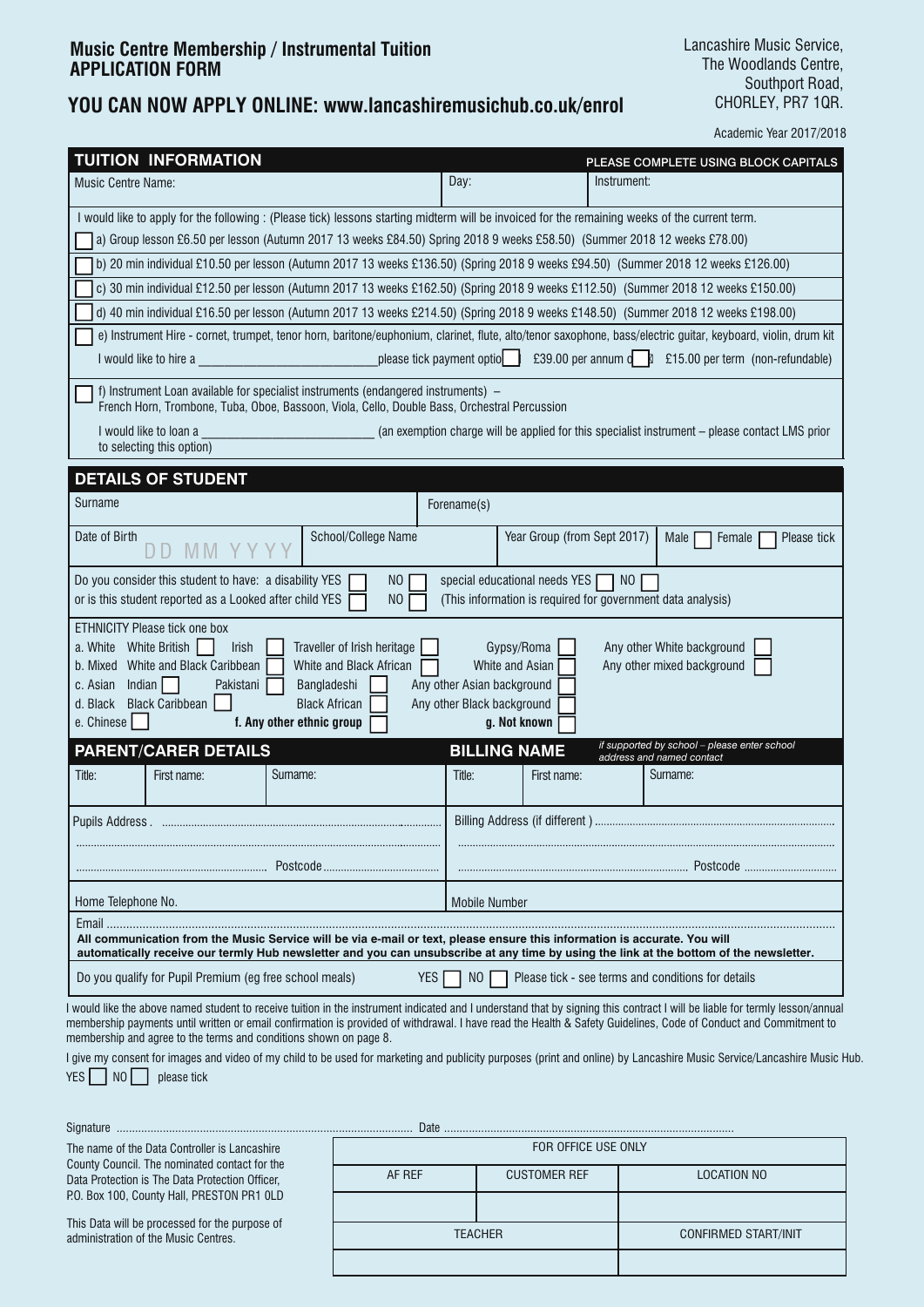## Music Centre Membership / Instrumental Tuition
## APPLICATION FORM

Lancashire Music Service,
The Woodlands Centre,
Southport Road,
CHORLEY, PR7 1QR.

### YOU CAN NOW APPLY ONLINE: www.lancashiremusichub.co.uk/enrol

Academic Year 2017/2018

### TUITION INFORMATION

PLEASE COMPLETE USING BLOCK CAPITALS

| Music Centre Name: | Day: | Instrument: |
|---|---|---|

I would like to apply for the following : (Please tick) lessons starting midterm will be invoiced for the remaining weeks of the current term.

- ☐ a) Group lesson £6.50 per lesson (Autumn 2017 13 weeks £84.50) Spring 2018 9 weeks £58.50) (Summer 2018 12 weeks £78.00)
- ☐ b) 20 min individual £10.50 per lesson (Autumn 2017 13 weeks £136.50) (Spring 2018 9 weeks £94.50) (Summer 2018 12 weeks £126.00)
- ☐ c) 30 min individual £12.50 per lesson (Autumn 2017 13 weeks £162.50) (Spring 2018 9 weeks £112.50) (Summer 2018 12 weeks £150.00)
- ☐ d) 40 min individual £16.50 per lesson (Autumn 2017 13 weeks £214.50) (Spring 2018 9 weeks £148.50) (Summer 2018 12 weeks £198.00)
- ☐ e) Instrument Hire - cornet, trumpet, tenor horn, baritone/euphonium, clarinet, flute, alto/tenor saxophone, bass/electric guitar, keyboard, violin, drum kit

  I would like to hire a ____________________ please tick payment option ☐ £39.00 per annum or ☐ £15.00 per term (non-refundable)

- ☐ f) Instrument Loan available for specialist instruments (endangered instruments) – French Horn, Trombone, Tuba, Oboe, Bassoon, Viola, Cello, Double Bass, Orchestral Percussion

  I would like to loan a ____________________ (an exemption charge will be applied for this specialist instrument – please contact LMS prior to selecting this option)

### DETAILS OF STUDENT

| Surname | | Forename(s) | |
|---|---|---|---|
| Date of Birth DD MM YYYY | School/College Name | Year Group (from Sept 2017) | Male ☐ Female ☐ Please tick |

Do you consider this student to have: a disability YES ☐ NO ☐ special educational needs YES ☐ NO ☐
or is this student reported as a Looked after child YES ☐ NO ☐ (This information is required for government data analysis)

ETHNICITY Please tick one box

- a. White: White British ☐ Irish ☐ Traveller of Irish heritage ☐ Gypsy/Roma ☐ Any other White background ☐
- b. Mixed: White and Black Caribbean ☐ White and Black African ☐ White and Asian ☐ Any other mixed background ☐
- c. Asian: Indian ☐ Pakistani ☐ Bangladeshi ☐ Any other Asian background ☐
- d. Black: Black Caribbean ☐ Black African ☐ Any other Black background ☐
- e. Chinese ☐ f. Any other ethnic group ☐ g. Not known ☐

### PARENT/CARER DETAILS / BILLING NAME

*if supported by school – please enter school address and named contact*

| Title: | First name: | Surname: | Title: | First name: | Surname: |
|---|---|---|---|---|---|

| Pupils Address ........ Postcode ........ | Billing Address (if different) ........ Postcode ........ |
|---|---|
| Home Telephone No. | Mobile Number |

Email ........

**All communication from the Music Service will be via e-mail or text, please ensure this information is accurate. You will automatically receive our termly Hub newsletter and you can unsubscribe at any time by using the link at the bottom of the newsletter.**

Do you qualify for Pupil Premium (eg free school meals) YES ☐ NO ☐ Please tick - see terms and conditions for details

I would like the above named student to receive tuition in the instrument indicated and I understand that by signing this contract I will be liable for termly lesson/annual membership payments until written or email confirmation is provided of withdrawal. I have read the Health & Safety Guidelines, Code of Conduct and Commitment to membership and agree to the terms and conditions shown on page 8.

I give my consent for images and video of my child to be used for marketing and publicity purposes (print and online) by Lancashire Music Service/Lancashire Music Hub.
YES ☐ NO ☐ please tick

Signature ........ Date ........

The name of the Data Controller is Lancashire County Council. The nominated contact for the Data Protection is The Data Protection Officer, P.O. Box 100, County Hall, PRESTON PR1 0LD

This Data will be processed for the purpose of administration of the Music Centres.

| FOR OFFICE USE ONLY | | |
|---|---|---|
| AF REF | CUSTOMER REF | LOCATION NO |
| | | |
| TEACHER | | CONFIRMED START/INIT |
| | | |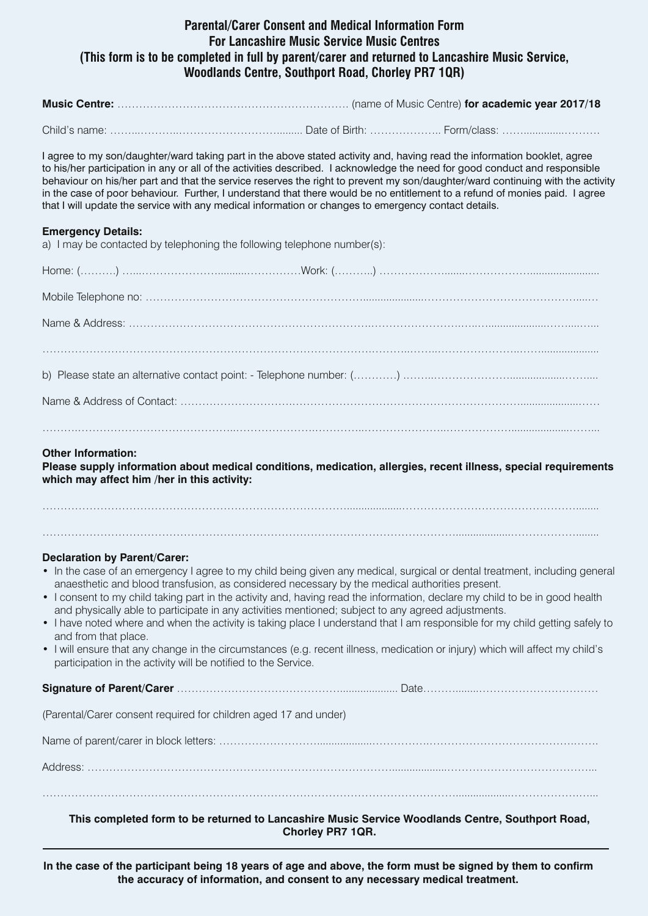# Parental/Carer Consent and Medical Information Form
## For Lancashire Music Service Music Centres
## (This form is to be completed in full by parent/carer and returned to Lancashire Music Service, Woodlands Centre, Southport Road, Chorley PR7 1QR)

**Music Centre:** ………………………………………………………… (name of Music Centre) **for academic year 2017/18**

Child's name: ………………………………………………… Date of Birth: ……………….. Form/class: ……………………

I agree to my son/daughter/ward taking part in the above stated activity and, having read the information booklet, agree to his/her participation in any or all of the activities described. I acknowledge the need for good conduct and responsible behaviour on his/her part and that the service reserves the right to prevent my son/daughter/ward continuing with the activity in the case of poor behaviour. Further, I understand that there would be no entitlement to a refund of monies paid. I agree that I will update the service with any medical information or changes to emergency contact details.

**Emergency Details:**

a) I may be contacted by telephoning the following telephone number(s):

Home: (……….) ………………………………………Work: (………..) ……………………………………………………

Mobile Telephone no: ……………………………………………………………………………………………………

Name & Address: …………………………………………………………………………………………………………

……………………………………………………………………………………………………………………………

b) Please state an alternative contact point: - Telephone number: (…………) ………………………………………

Name & Address of Contact: ……………………………………………………………………………………………

……………………………………………………………………………………………………………………………

**Other Information:**

**Please supply information about medical conditions, medication, allergies, recent illness, special requirements which may affect him /her in this activity:**

……………………………………………………………………………………………………………………………

……………………………………………………………………………………………………………………………

**Declaration by Parent/Carer:**

- In the case of an emergency I agree to my child being given any medical, surgical or dental treatment, including general anaesthetic and blood transfusion, as considered necessary by the medical authorities present.
- I consent to my child taking part in the activity and, having read the information, declare my child to be in good health and physically able to participate in any activities mentioned; subject to any agreed adjustments.
- I have noted where and when the activity is taking place I understand that I am responsible for my child getting safely to and from that place.
- I will ensure that any change in the circumstances (e.g. recent illness, medication or injury) which will affect my child's participation in the activity will be notified to the Service.

**Signature of Parent/Carer** ……………………………………………………… Date…………………………………

(Parental/Carer consent required for children aged 17 and under)

Name of parent/carer in block letters: ……………………………………………………………………………………

Address: …………………………………………………………………………………………………………………

……………………………………………………………………………………………………………………………

**This completed form to be returned to Lancashire Music Service Woodlands Centre, Southport Road, Chorley PR7 1QR.**

---

**In the case of the participant being 18 years of age and above, the form must be signed by them to confirm the accuracy of information, and consent to any necessary medical treatment.**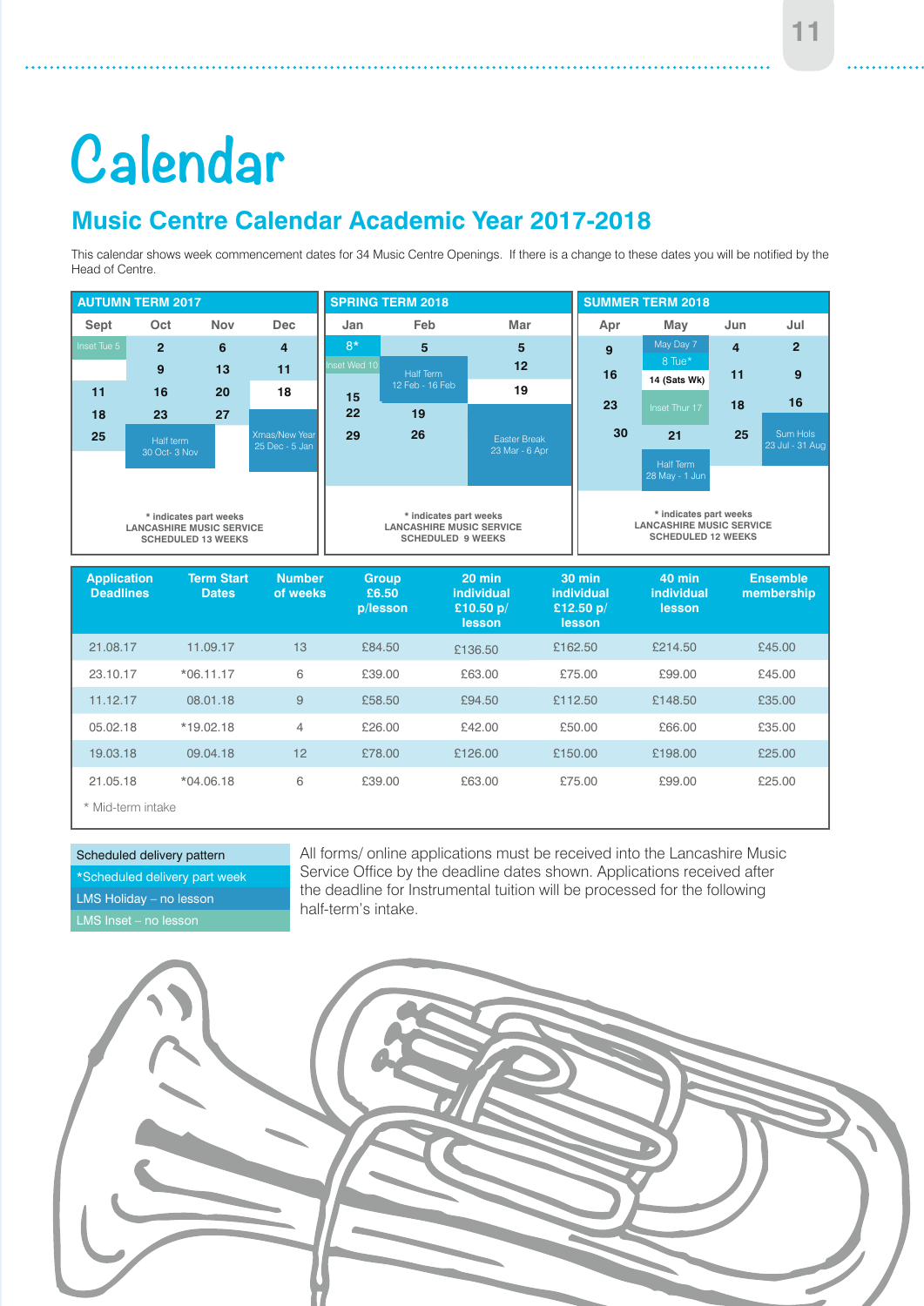# Calendar

## Music Centre Calendar Academic Year 2017-2018

This calendar shows week commencement dates for 34 Music Centre Openings. If there is a change to these dates you will be notified by the Head of Centre.

**AUTUMN TERM 2017**

| Sept | Oct | Nov | Dec |
|---|---|---|---|
| Inset Tue 5 | 2 | 6 | 4 |
| | 9 | 13 | 11 |
| 11 | 16 | 20 | 18 |
| 18 | 23 | 27 | |
| 25 | Half term 30 Oct- 3 Nov | | Xmas/New Year 25 Dec - 5 Jan |

\* indicates part weeks
LANCASHIRE MUSIC SERVICE
SCHEDULED 13 WEEKS

**SPRING TERM 2018**

| Jan | Feb | Mar |
|---|---|---|
| 8* | 5 | 5 |
| Inset Wed 10 | Half Term 12 Feb - 16 Feb | 12 |
| 15 | | 19 |
| 22 | 19 | |
| 29 | 26 | Easter Break 23 Mar - 6 Apr |

\* indicates part weeks
LANCASHIRE MUSIC SERVICE
SCHEDULED 9 WEEKS

**SUMMER TERM 2018**

| Apr | May | Jun | Jul |
|---|---|---|---|
| 9 | May Day 7 | 4 | 2 |
| | 8 Tue* | | |
| 16 | 14 (Sats Wk) | 11 | 9 |
| 23 | Inset Thur 17 | 18 | 16 |
| 30 | 21 | 25 | Sum Hols 23 Jul - 31 Aug |
| | Half Term 28 May - 1 Jun | | |

\* indicates part weeks
LANCASHIRE MUSIC SERVICE
SCHEDULED 12 WEEKS

| Application Deadlines | Term Start Dates | Number of weeks | Group £6.50 p/lesson | 20 min individual £10.50 p/ lesson | 30 min individual £12.50 p/ lesson | 40 min individual lesson | Ensemble membership |
|---|---|---|---|---|---|---|---|
| 21.08.17 | 11.09.17 | 13 | £84.50 | £136.50 | £162.50 | £214.50 | £45.00 |
| 23.10.17 | *06.11.17 | 6 | £39.00 | £63.00 | £75.00 | £99.00 | £45.00 |
| 11.12.17 | 08.01.18 | 9 | £58.50 | £94.50 | £112.50 | £148.50 | £35.00 |
| 05.02.18 | *19.02.18 | 4 | £26.00 | £42.00 | £50.00 | £66.00 | £35.00 |
| 19.03.18 | 09.04.18 | 12 | £78.00 | £126.00 | £150.00 | £198.00 | £25.00 |
| 21.05.18 | *04.06.18 | 6 | £39.00 | £63.00 | £75.00 | £99.00 | £25.00 |

\* Mid-term intake

- Scheduled delivery pattern
- *Scheduled delivery part week
- LMS Holiday – no lesson
- LMS Inset – no lesson

All forms/ online applications must be received into the Lancashire Music Service Office by the deadline dates shown. Applications received after the deadline for Instrumental tuition will be processed for the following half-term's intake.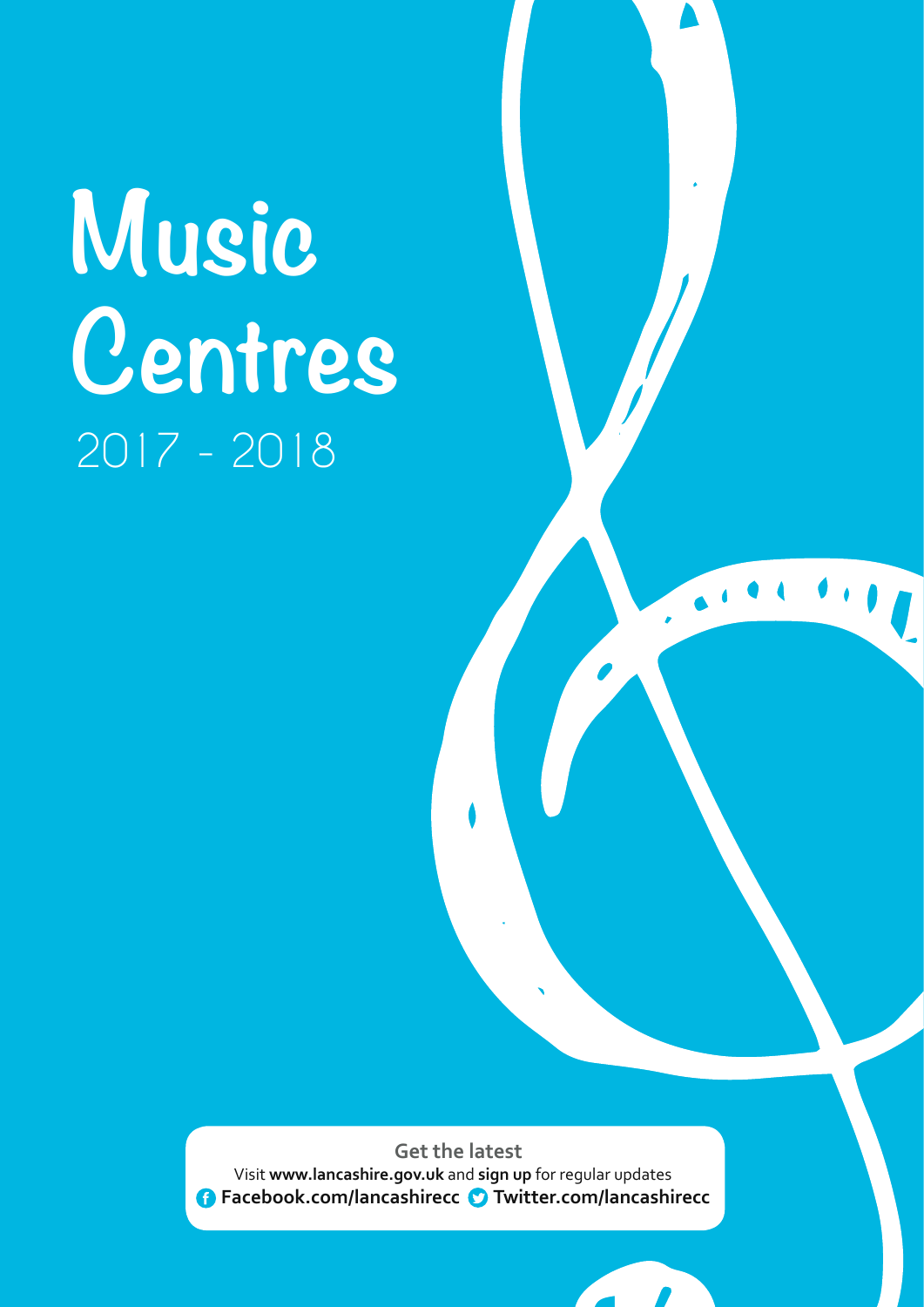# Music Centres

2017 - 2018

**Get the latest**

Visit **www.lancashire.gov.uk** and **sign up** for regular updates

**Facebook.com/lancashirecc** **Twitter.com/lancashirecc**